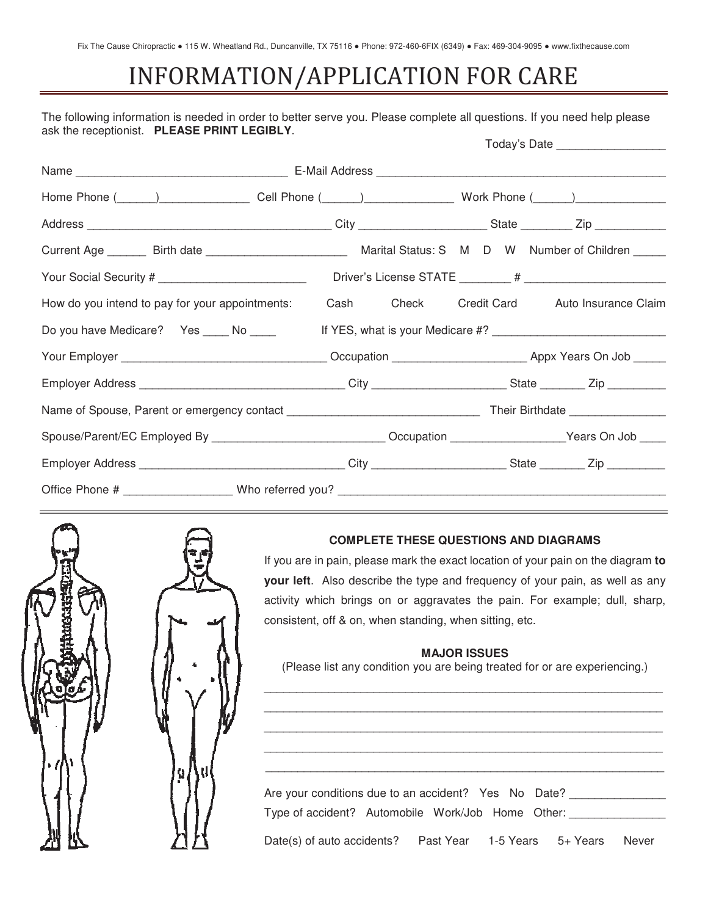Fix The Cause Chiropractic ● 115 W. Wheatland Rd., Duncanville, TX 75116 ● Phone: 972-460-6FIX (6349) ● Fax: 469-304-9095 ● www.fixthecause.com

# INFORMATION/APPLICATION FOR CARE

The following information is needed in order to better serve you. Please complete all questions. If you need help please ask the receptionist. **PLEASE PRINT LEGIBLY**.

Today's Date _________________

Name _________________________________ E-Mail Address _____________________________________________

Home Phone (______)______________ Cell Phone (______)______________ Work Phone (______)______________

Address ______________________________________ City ____________________ State ________ Zip ___________

Current Age ______ Birth date ______________________ Marital Status: S M D W Number of Children _____

Your Social Security # _______________________ Driver's License STATE ________ # ______________________

How do you intend to pay for your appointments: Cash Check Credit Card Auto Insurance Claim

Do you have Medicare? Yes ____ No ____ If YES, what is your Medicare #? ___________________________

Your Employer _______________________________ Occupation ____________________ Appx Years On Job _____

Employer Address ________________________________ City ____________________ State _______ Zip _________

Name of Spouse, Parent or emergency contact ______________________________ Their Birthdate _______________

Spouse/Parent/EC Employed By __________________________ Occupation _________________Years On Job ____

Employer Address ________________________________ City ____________________ State _______ Zip _________

Office Phone # ________________ Who referred you? ___________________________________________________

**COMPLETE THESE QUESTIONS AND DIAGRAMS**

If you are in pain, please mark the exact location of your pain on the diagram **to your left**. Also describe the type and frequency of your pain, as well as any activity which brings on or aggravates the pain. For example; dull, sharp, consistent, off & on, when standing, when sitting, etc.

**MAJOR ISSUES**

(Please list any condition you are being treated for or are experiencing.)

_______________________________________________________________

_______________________________________________________________

_______________________________________________________________

_______________________________________________________________

_______________________________________________________________

Are your conditions due to an accident? Yes No Date? ______________

Type of accident? Automobile Work/Job Home Other: ______________

Date(s) of auto accidents? Past Year 1-5 Years 5+ Years Never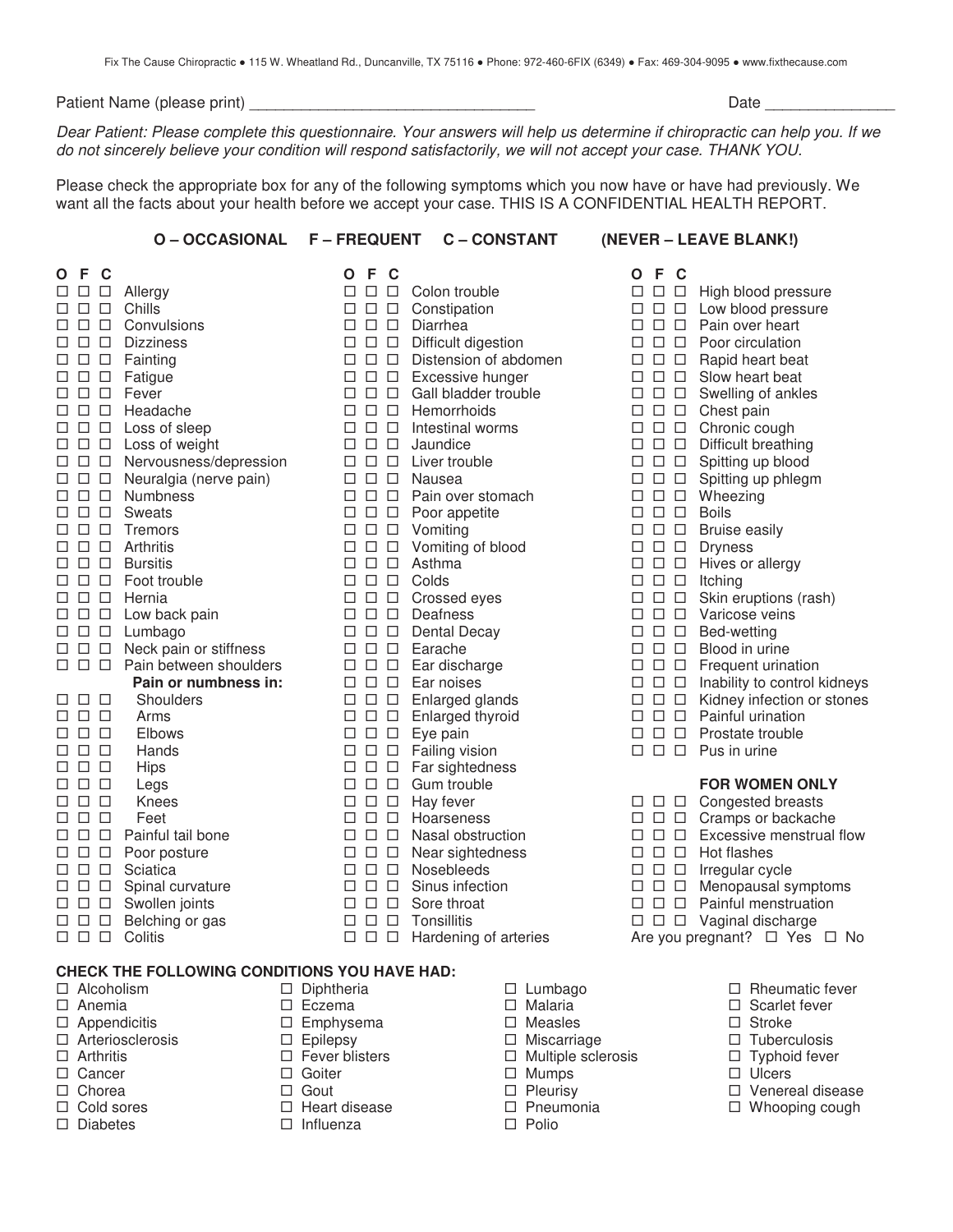Fix The Cause Chiropractic ● 115 W. Wheatland Rd., Duncanville, TX 75116 ● Phone: 972-460-6FIX (6349) ● Fax: 469-304-9095 ● www.fixthecause.com

Patient Name (please print) ________________________________ Date _______________

*Dear Patient: Please complete this questionnaire. Your answers will help us determine if chiropractic can help you. If we do not sincerely believe your condition will respond satisfactorily, we will not accept your case. THANK YOU.*

Please check the appropriate box for any of the following symptoms which you now have or have had previously. We want all the facts about your health before we accept your case. THIS IS A CONFIDENTIAL HEALTH REPORT.

**O – OCCASIONAL F – FREQUENT C – CONSTANT (NEVER – LEAVE BLANK!)**

| O | F | C | |
|---|---|---|---|
| ☐ | ☐ | ☐ | Allergy |
| ☐ | ☐ | ☐ | Chills |
| ☐ | ☐ | ☐ | Convulsions |
| ☐ | ☐ | ☐ | Dizziness |
| ☐ | ☐ | ☐ | Fainting |
| ☐ | ☐ | ☐ | Fatigue |
| ☐ | ☐ | ☐ | Fever |
| ☐ | ☐ | ☐ | Headache |
| ☐ | ☐ | ☐ | Loss of sleep |
| ☐ | ☐ | ☐ | Loss of weight |
| ☐ | ☐ | ☐ | Nervousness/depression |
| ☐ | ☐ | ☐ | Neuralgia (nerve pain) |
| ☐ | ☐ | ☐ | Numbness |
| ☐ | ☐ | ☐ | Sweats |
| ☐ | ☐ | ☐ | Tremors |
| ☐ | ☐ | ☐ | Arthritis |
| ☐ | ☐ | ☐ | Bursitis |
| ☐ | ☐ | ☐ | Foot trouble |
| ☐ | ☐ | ☐ | Hernia |
| ☐ | ☐ | ☐ | Low back pain |
| ☐ | ☐ | ☐ | Lumbago |
| ☐ | ☐ | ☐ | Neck pain or stiffness |
| ☐ | ☐ | ☐ | Pain between shoulders |
| | | | **Pain or numbness in:** |
| ☐ | ☐ | ☐ | Shoulders |
| ☐ | ☐ | ☐ | Arms |
| ☐ | ☐ | ☐ | Elbows |
| ☐ | ☐ | ☐ | Hands |
| ☐ | ☐ | ☐ | Hips |
| ☐ | ☐ | ☐ | Legs |
| ☐ | ☐ | ☐ | Knees |
| ☐ | ☐ | ☐ | Feet |
| ☐ | ☐ | ☐ | Painful tail bone |
| ☐ | ☐ | ☐ | Poor posture |
| ☐ | ☐ | ☐ | Sciatica |
| ☐ | ☐ | ☐ | Spinal curvature |
| ☐ | ☐ | ☐ | Swollen joints |
| ☐ | ☐ | ☐ | Belching or gas |
| ☐ | ☐ | ☐ | Colitis |

| O | F | C | |
|---|---|---|---|
| ☐ | ☐ | ☐ | Colon trouble |
| ☐ | ☐ | ☐ | Constipation |
| ☐ | ☐ | ☐ | Diarrhea |
| ☐ | ☐ | ☐ | Difficult digestion |
| ☐ | ☐ | ☐ | Distension of abdomen |
| ☐ | ☐ | ☐ | Excessive hunger |
| ☐ | ☐ | ☐ | Gall bladder trouble |
| ☐ | ☐ | ☐ | Hemorrhoids |
| ☐ | ☐ | ☐ | Intestinal worms |
| ☐ | ☐ | ☐ | Jaundice |
| ☐ | ☐ | ☐ | Liver trouble |
| ☐ | ☐ | ☐ | Nausea |
| ☐ | ☐ | ☐ | Pain over stomach |
| ☐ | ☐ | ☐ | Poor appetite |
| ☐ | ☐ | ☐ | Vomiting |
| ☐ | ☐ | ☐ | Vomiting of blood |
| ☐ | ☐ | ☐ | Asthma |
| ☐ | ☐ | ☐ | Colds |
| ☐ | ☐ | ☐ | Crossed eyes |
| ☐ | ☐ | ☐ | Deafness |
| ☐ | ☐ | ☐ | Dental Decay |
| ☐ | ☐ | ☐ | Earache |
| ☐ | ☐ | ☐ | Ear discharge |
| ☐ | ☐ | ☐ | Ear noises |
| ☐ | ☐ | ☐ | Enlarged glands |
| ☐ | ☐ | ☐ | Enlarged thyroid |
| ☐ | ☐ | ☐ | Eye pain |
| ☐ | ☐ | ☐ | Failing vision |
| ☐ | ☐ | ☐ | Far sightedness |
| ☐ | ☐ | ☐ | Gum trouble |
| ☐ | ☐ | ☐ | Hay fever |
| ☐ | ☐ | ☐ | Hoarseness |
| ☐ | ☐ | ☐ | Nasal obstruction |
| ☐ | ☐ | ☐ | Near sightedness |
| ☐ | ☐ | ☐ | Nosebleeds |
| ☐ | ☐ | ☐ | Sinus infection |
| ☐ | ☐ | ☐ | Sore throat |
| ☐ | ☐ | ☐ | Tonsillitis |
| ☐ | ☐ | ☐ | Hardening of arteries |

| O | F | C | |
|---|---|---|---|
| ☐ | ☐ | ☐ | High blood pressure |
| ☐ | ☐ | ☐ | Low blood pressure |
| ☐ | ☐ | ☐ | Pain over heart |
| ☐ | ☐ | ☐ | Poor circulation |
| ☐ | ☐ | ☐ | Rapid heart beat |
| ☐ | ☐ | ☐ | Slow heart beat |
| ☐ | ☐ | ☐ | Swelling of ankles |
| ☐ | ☐ | ☐ | Chest pain |
| ☐ | ☐ | ☐ | Chronic cough |
| ☐ | ☐ | ☐ | Difficult breathing |
| ☐ | ☐ | ☐ | Spitting up blood |
| ☐ | ☐ | ☐ | Spitting up phlegm |
| ☐ | ☐ | ☐ | Wheezing |
| ☐ | ☐ | ☐ | Boils |
| ☐ | ☐ | ☐ | Bruise easily |
| ☐ | ☐ | ☐ | Dryness |
| ☐ | ☐ | ☐ | Hives or allergy |
| ☐ | ☐ | ☐ | Itching |
| ☐ | ☐ | ☐ | Skin eruptions (rash) |
| ☐ | ☐ | ☐ | Varicose veins |
| ☐ | ☐ | ☐ | Bed-wetting |
| ☐ | ☐ | ☐ | Blood in urine |
| ☐ | ☐ | ☐ | Frequent urination |
| ☐ | ☐ | ☐ | Inability to control kidneys |
| ☐ | ☐ | ☐ | Kidney infection or stones |
| ☐ | ☐ | ☐ | Painful urination |
| ☐ | ☐ | ☐ | Prostate trouble |
| ☐ | ☐ | ☐ | Pus in urine |
| | | | **FOR WOMEN ONLY** |
| ☐ | ☐ | ☐ | Congested breasts |
| ☐ | ☐ | ☐ | Cramps or backache |
| ☐ | ☐ | ☐ | Excessive menstrual flow |
| ☐ | ☐ | ☐ | Hot flashes |
| ☐ | ☐ | ☐ | Irregular cycle |
| ☐ | ☐ | ☐ | Menopausal symptoms |
| ☐ | ☐ | ☐ | Painful menstruation |
| ☐ | ☐ | ☐ | Vaginal discharge |

Are you pregnant? ☐ Yes ☐ No

**CHECK THE FOLLOWING CONDITIONS YOU HAVE HAD:**

- ☐ Alcoholism
- ☐ Anemia
- ☐ Appendicitis
- ☐ Arteriosclerosis
- ☐ Arthritis
- ☐ Cancer
- ☐ Chorea
- ☐ Cold sores
- ☐ Diabetes
- ☐ Diphtheria
- ☐ Eczema
- ☐ Emphysema
- ☐ Epilepsy
- ☐ Fever blisters
- ☐ Goiter
- ☐ Gout
- ☐ Heart disease
- ☐ Influenza
- ☐ Lumbago
- ☐ Malaria
- ☐ Measles
- ☐ Miscarriage
- ☐ Multiple sclerosis
- ☐ Mumps
- ☐ Pleurisy
- ☐ Pneumonia
- ☐ Polio
- ☐ Rheumatic fever
- ☐ Scarlet fever
- ☐ Stroke
- ☐ Tuberculosis
- ☐ Typhoid fever
- ☐ Ulcers
- ☐ Venereal disease
- ☐ Whooping cough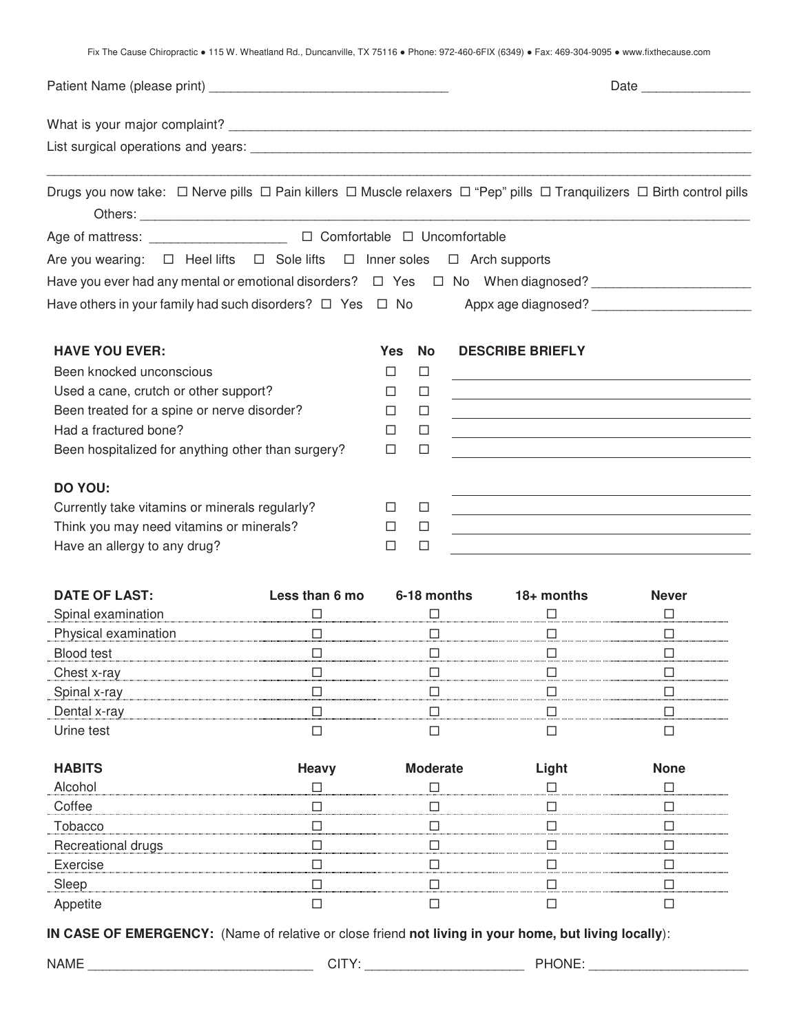Fix The Cause Chiropractic ● 115 W. Wheatland Rd., Duncanville, TX 75116 ● Phone: 972-460-6FIX (6349) ● Fax: 469-304-9095 ● www.fixthecause.com

Patient Name (please print) _________________________________ Date _______________

What is your major complaint? ___________________________________________________________________________

List surgical operations and years: ______________________________________________________________________

_____________________________________________________________________________________________

Drugs you now take: ☐ Nerve pills ☐ Pain killers ☐ Muscle relaxers ☐ "Pep" pills ☐ Tranquilizers ☐ Birth control pills

Others: ______________________________________________________________________________________

Age of mattress: __________________ ☐ Comfortable ☐ Uncomfortable

Are you wearing: ☐ Heel lifts ☐ Sole lifts ☐ Inner soles ☐ Arch supports

Have you ever had any mental or emotional disorders? ☐ Yes ☐ No When diagnosed? _____________________

Have others in your family had such disorders? ☐ Yes ☐ No Appx age diagnosed? _____________________

| **HAVE YOU EVER:** | **Yes** | **No** | **DESCRIBE BRIEFLY** |
|---|---|---|---|
| Been knocked unconscious | ☐ | ☐ | ________________ |
| Used a cane, crutch or other support? | ☐ | ☐ | ________________ |
| Been treated for a spine or nerve disorder? | ☐ | ☐ | ________________ |
| Had a fractured bone? | ☐ | ☐ | ________________ |
| Been hospitalized for anything other than surgery? | ☐ | ☐ | ________________ |
| **DO YOU:** | | | ________________ |
| Currently take vitamins or minerals regularly? | ☐ | ☐ | ________________ |
| Think you may need vitamins or minerals? | ☐ | ☐ | ________________ |
| Have an allergy to any drug? | ☐ | ☐ | ________________ |

| **DATE OF LAST:** | **Less than 6 mo** | **6-18 months** | **18+ months** | **Never** |
|---|---|---|---|---|
| Spinal examination | ☐ | ☐ | ☐ | ☐ |
| Physical examination | ☐ | ☐ | ☐ | ☐ |
| Blood test | ☐ | ☐ | ☐ | ☐ |
| Chest x-ray | ☐ | ☐ | ☐ | ☐ |
| Spinal x-ray | ☐ | ☐ | ☐ | ☐ |
| Dental x-ray | ☐ | ☐ | ☐ | ☐ |
| Urine test | ☐ | ☐ | ☐ | ☐ |

| **HABITS** | **Heavy** | **Moderate** | **Light** | **None** |
|---|---|---|---|---|
| Alcohol | ☐ | ☐ | ☐ | ☐ |
| Coffee | ☐ | ☐ | ☐ | ☐ |
| Tobacco | ☐ | ☐ | ☐ | ☐ |
| Recreational drugs | ☐ | ☐ | ☐ | ☐ |
| Exercise | ☐ | ☐ | ☐ | ☐ |
| Sleep | ☐ | ☐ | ☐ | ☐ |
| Appetite | ☐ | ☐ | ☐ | ☐ |

**IN CASE OF EMERGENCY:** (Name of relative or close friend **not living in your home, but living locally**):

NAME ______________________________ CITY: _____________________ PHONE: _____________________